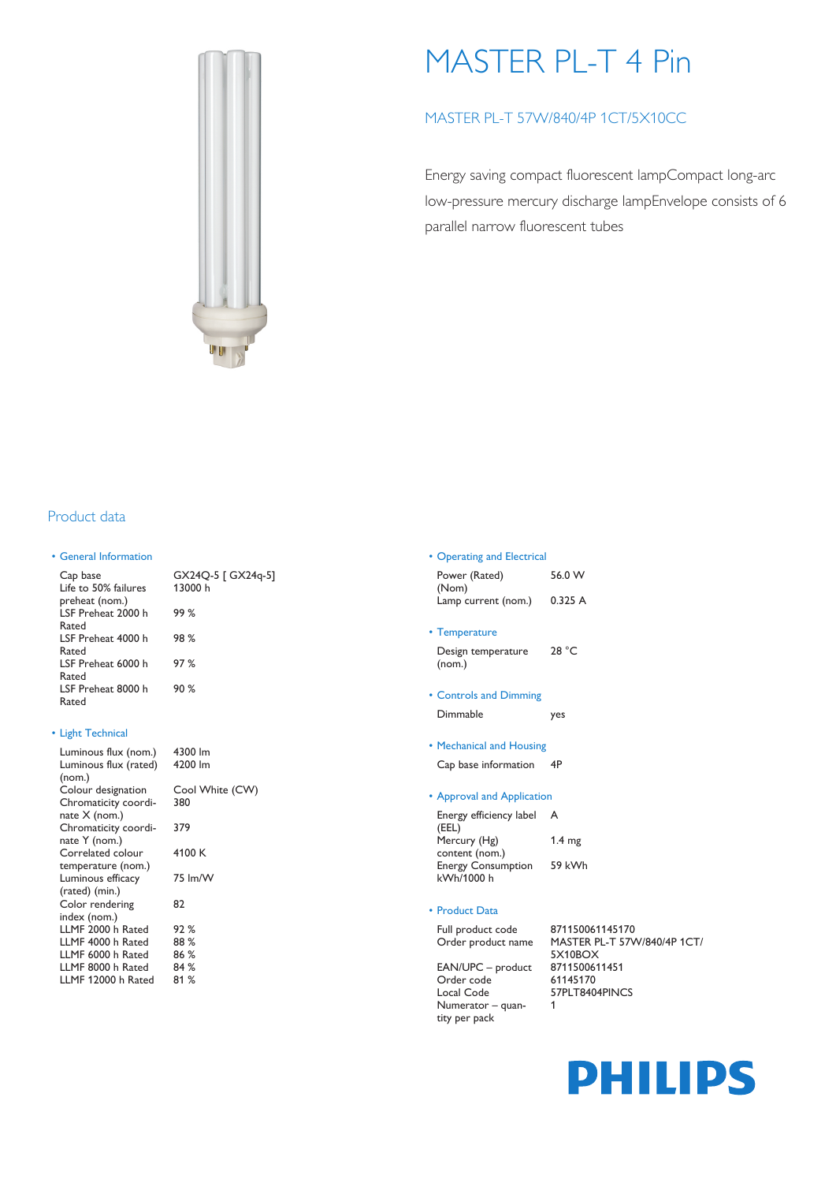# MASTER PL-T 4 Pin

## MASTER PL-T 57W/840/4P 1CT/5X10CC

Energy saving compact fluorescent lampCompact long-arc low-pressure mercury discharge lampEnvelope consists of 6 parallel narrow fluorescent tubes

## Product data

### General Information

| | |
|---|---|
| Cap base | GX24Q-5 [ GX24q-5] |
| Life to 50% failures preheat (nom.) | 13000 h |
| LSF Preheat 2000 h Rated | 99 % |
| LSF Preheat 4000 h Rated | 98 % |
| LSF Preheat 6000 h Rated | 97 % |
| LSF Preheat 8000 h Rated | 90 % |

### Light Technical

| | |
|---|---|
| Luminous flux (nom.) | 4300 lm |
| Luminous flux (rated) (nom.) | 4200 lm |
| Colour designation | Cool White (CW) |
| Chromaticity coordinate X (nom.) | 380 |
| Chromaticity coordinate Y (nom.) | 379 |
| Correlated colour temperature (nom.) | 4100 K |
| Luminous efficacy (rated) (min.) | 75 lm/W |
| Color rendering index (nom.) | 82 |
| LLMF 2000 h Rated | 92 % |
| LLMF 4000 h Rated | 88 % |
| LLMF 6000 h Rated | 86 % |
| LLMF 8000 h Rated | 84 % |
| LLMF 12000 h Rated | 81 % |

### Operating and Electrical

| | |
|---|---|
| Power (Rated) (Nom) | 56.0 W |
| Lamp current (nom.) | 0.325 A |

### Temperature

| | |
|---|---|
| Design temperature (nom.) | 28 °C |

### Controls and Dimming

| | |
|---|---|
| Dimmable | yes |

### Mechanical and Housing

| | |
|---|---|
| Cap base information | 4P |

### Approval and Application

| | |
|---|---|
| Energy efficiency label (EEL) | A |
| Mercury (Hg) content (nom.) | 1.4 mg |
| Energy Consumption kWh/1000 h | 59 kWh |

### Product Data

| | |
|---|---|
| Full product code | 871150061145170 |
| Order product name | MASTER PL-T 57W/840/4P 1CT/5X10BOX |
| EAN/UPC – product | 8711500611451 |
| Order code | 61145170 |
| Local Code | 57PLT8404PINCS |
| Numerator – quantity per pack | 1 |

PHILIPS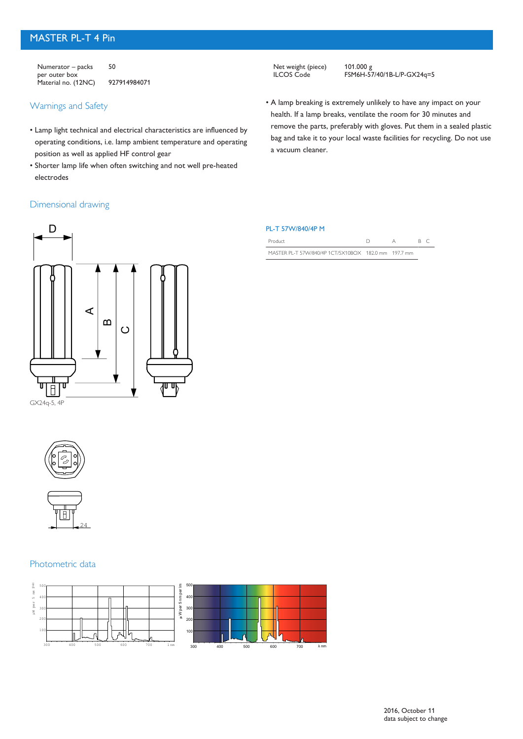# MASTER PL-T 4 Pin

| | |
|---|---|
| Numerator – packs per outer box | 50 |
| Material no. (12NC) | 927914984071 |
| Net weight (piece) | 101.000 g |
| ILCOS Code | FSM6H-57/40/1B-L/P-GX24q=5 |

## Warnings and Safety

- Lamp light technical and electrical characteristics are influenced by operating conditions, i.e. lamp ambient temperature and operating position as well as applied HF control gear
- Shorter lamp life when often switching and not well pre-heated electrodes
- A lamp breaking is extremely unlikely to have any impact on your health. If a lamp breaks, ventilate the room for 30 minutes and remove the parts, preferably with gloves. Put them in a sealed plastic bag and take it to your local waste facilities for recycling. Do not use a vacuum cleaner.

## Dimensional drawing

GX24q-5, 4P

### PL-T 57W/840/4P M

| Product | D | A | B | C |
|---|---|---|---|---|
| MASTER PL-T 57W/840/4P 1CT/5X10BOX | 182.0 mm | 197.7 mm | | |

## Photometric data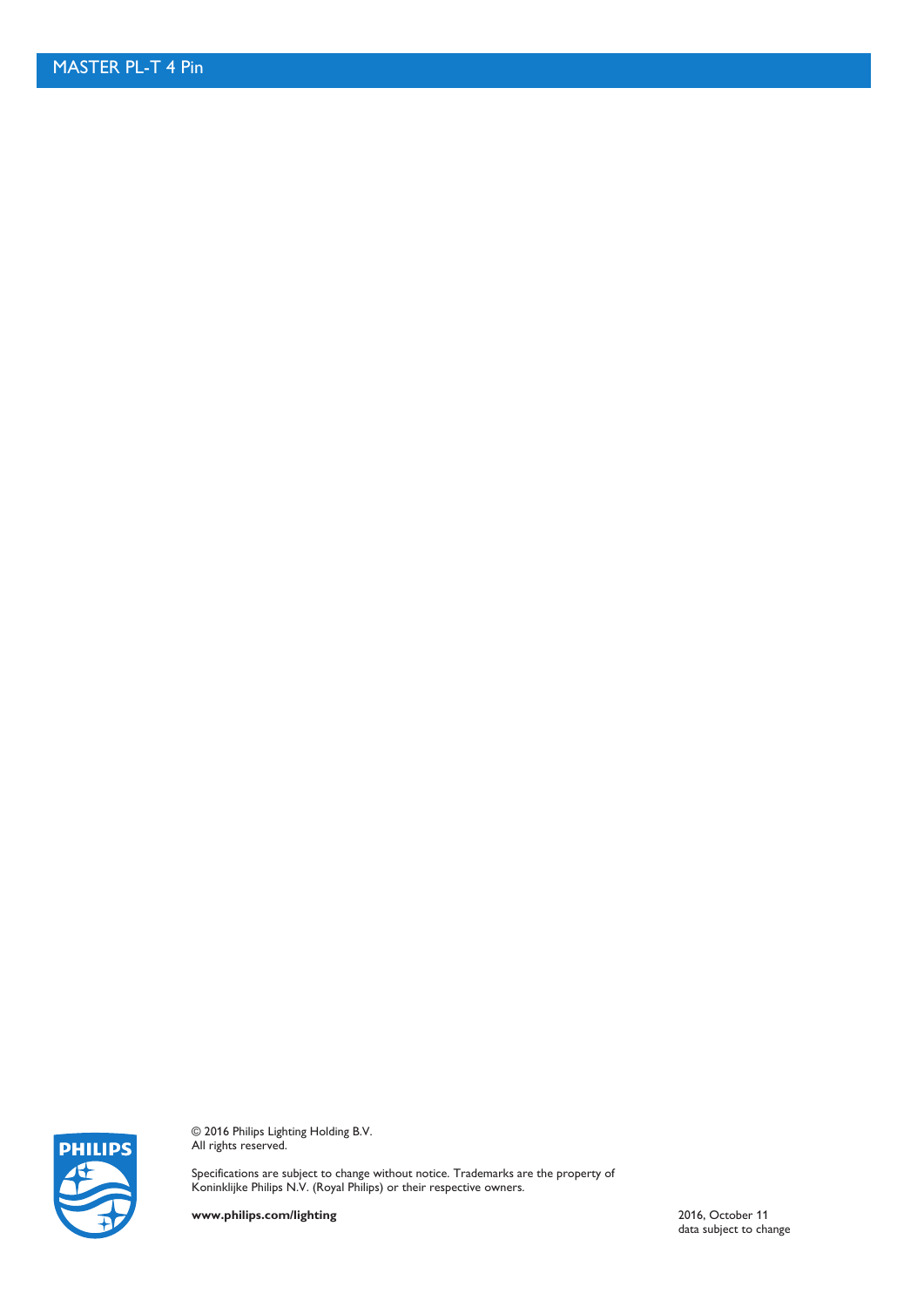© 2016 Philips Lighting Holding B.V.
All rights reserved.

Specifications are subject to change without notice. Trademarks are the property of Koninklijke Philips N.V. (Royal Philips) or their respective owners.

**www.philips.com/lighting**

2016, October 11
data subject to change